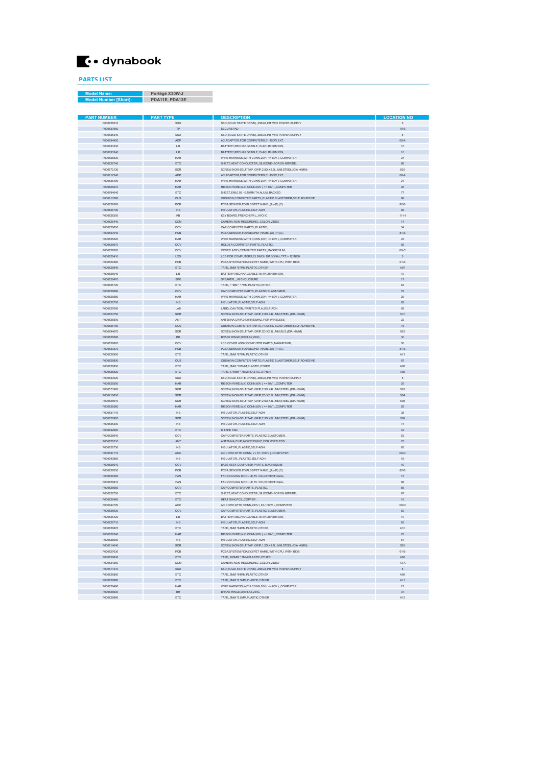dynabook

## PARTS LIST

| Model Name: | Portégé X30W-J |
|---|---|
| Model Number [Short]: | PDA11E, PDA13E |

| PART NUMBER | PART TYPE | DESCRIPTION | LOCATION NO |
|---|---|---|---|
| P000828510 | SSD | SSD(SOLID STATE DRIVE),,256GB,INT,W/O POWER SUPPLY | 5 |
| P000837960 | TP | SECUREPAD | 19-B |
| P000835340 | SSD | SSD(SOLID STATE DRIVE),,256GB,INT,W/O POWER SUPPLY | 5 |
| P000834450 | ADP | AC ADAPTOR,FOR COMPUTERS,51-150W,EXT, | 08-A |
| P000833330 | LIB | BATTERY,RECHARGEABLE,15.4V,LITHIUM ION, | 10 |
| P000833340 | LIB | BATTERY,RECHARGEABLE,15.4V,LITHIUM ION, | 10 |
| P000826530 | HAR | WIRE HARNESS,WITH CONN,20V ( <= 80V ),,COMPUTER | 24 |
| P000826740 | ETC | SHEET,HEAT CONDUCTER,,SILICONE+BORON NITRIDE, | 66 |
| P000572130 | SCR | SCREW,NON-SELF TAP, GRIP,2.5D,X2.5L. MM,STEEL,(DIA <6MM) | S02 |
| P000817340 | ADP | AC ADAPTOR,FOR COMPUTERS,51-150W,EXT, | 08-A |
| P000826490 | HAR | WIRE HARNESS,WITH CONN,30V ( <= 80V ),,COMPUTER | 21 |
| P000826570 | HAR | RIBBON WIRE,W/O CONN,60V ( <= 80V ),,COMPUTER | 26 |
| P000794040 | ETC | SHEET,EMI,0.02 - 0.15MM TH,ALUM,BACKED | 77 |
| P000810580 | CUS | CUSHION,COMPUTER PARTS,,PLASTIC ELASTOMER,SELF ADHESIVE | 68 |
| P000829380 | PCB | PCBA,SENSOR,FDIALS3/PET NAME,,(A) (P) (C) | 82-B |
| P000826790 | INS | INSULATOR,,PLASTIC,SELF-ADH | 86 |
| P000828300 | KB | KEY BOARD,FRENCH(FR),,,W/O IC | 11-H |
| P000826440 | COM | CAMERA,NON-RECORDING,,COLOR,VIDEO | 14 |
| P000826650 | COV | CAP,COMPUTER PARTS,,PLASTIC, | 54 |
| P000827040 | PCB | PCBA,SENSOR,FDIASE3/PET NAME,,(A) (P) (C) | 81-B |
| P000826520 | HAR | WIRE HARNESS,WITH CONN,30V ( <= 80V ),,COMPUTER | 24 |
| P000826670 | COV | HOLDER,COMPUTER PARTS,,PLASTIC, | 56 |
| P000827020 | COV | COVER ASSY,COMPUTER PARTS,,MAGNESIUM, | 60-C |
| P000826410 | LCD | LCD,FOR COMPUTERS,13.3INCH DIAGONAL,TFT,> 12 INCH | 3 |
| P000829360 | PCB | PCBA,SYSTEM,FDIASY3/PET NAME,,WITH CPU, WITH BIOS | 01-B |
| P000826840 | ETC | TAPE,,3MM *97MM,PLASTIC,OTHER | A07 |
| P000826040 | LIB | BATTERY,RECHARGEABLE,15.4V,LITHIUM ION, | 10 |
| P000826470 | SPK | SPEAKER,,,,IN ENCLOSURE | 17 |
| P000826720 | ETC | TAPE,,*.*MM * *MM,PLASTIC,OTHER | 64 |
| P000826680 | COV | CAP,COMPUTER PARTS,,PLASTIC ELASTOMER, | 57 |
| P000826580 | HAR | WIRE HARNESS,WITH CONN,30V ( <= 80V ),,COMPUTER | 29 |
| P000826700 | INS | INSULATOR,,PLASTIC,SELF-ADH | 62 |
| P000827060 | LAB | LABEL,CAUTION,,PRINTED PLA,SELF-ADH | 92 |
| P000824750 | SCR | SCREW,NON-SELF TAP, GRIP,2.0D,X4L. MM,STEEL,(DIA <6MM) | S10 |
| P000826500 | ANT | ANTENNA,CHIP,2400/5150MHZ,,FOR WIRELESS | 22 |
| P000826760 | CUS | CUSHION,COMPUTER PARTS,,PLASTIC ELASTOMER,SELF ADHESIVE | 78 |
| P000794070 | SCR | SCREW,NON-SELF TAP, GRIP,2D,X2.3L. MM,SUS,(DIA <6MM) | S03 |
| P000826590 | BH | BRAKE HINGE,DISPLAY,ZINC, | 30 |
| P000826620 | COV | LCD COVER ASSY,COMPUTER PARTS,,MAGNESIUM, | 50 |
| P000829370 | PCB | PCBA,SENSOR,FDIASE3/PET NAME,,(A) (P) (C) | 81-B |
| P000826900 | ETC | TAPE,,3MM *67MM,PLASTIC,OTHER | A13 |
| P000826800 | CUS | CUSHION,COMPUTER PARTS,,PLASTIC ELASTOMER,SELF ADHESIVE | 87 |
| P000826850 | ETC | TAPE,,3MM *105MM,PLASTIC,OTHER | A08 |
| P000826820 | ETC | TAPE,,174MM * 7MM,PLASTIC,OTHER | A05 |
| P000830020 | SSD | SSD(SOLID STATE DRIVE),,256GB,INT,W/O POWER SUPPLY | 5 |
| P000826550 | HAR | RIBBON WIRE,W/O CONN,60V ( <= 80V ),,COMPUTER | 25 |
| P000571920 | SCR | SCREW,NON-SELF TAP, GRIP,2.5D,X4L. MM,STEEL,(DIA <6MM) | S01 |
| P000716630 | SCR | SCREW,NON-SELF TAP, GRIP,2D,X2.5L. MM,STEEL,(DIA <6MM) | S04 |
| P000826910 | SCR | SCREW,NON-SELF TAP, GRIP,2.5D,X4L. MM,STEEL,(DIA <6MM) | S08 |
| P000826560 | HAR | RIBBON WIRE,W/O CONN,60V ( <= 80V ),,COMPUTER | 26 |
| P000831110 | INS | INSULATOR,,PLASTIC,SELF-ADH | 38 |
| P000826920 | SCR | SCREW,NON-SELF TAP, GRIP,2.5D,X6L. MM,STEEL,(DIA <6MM) | S09 |
| P000825300 | INS | INSULATOR,,PLASTIC,SELF-ADH | 74 |
| P000832660 | ETC | D TAPE PAD | 44 |
| P000826640 | COV | CAP,COMPUTER PARTS,,PLASTIC ELASTOMER, | 53 |
| P000826510 | ANT | ANTENNA,CHIP,2400/5150MHZ,,FOR WIRELESS | 23 |
| P000826730 | INS | INSULATOR,,PLASTIC,SELF-ADH | 65 |
| P000537110 | ACC | AC CORD,WITH CONN, V ( 81-1000V ),,COMPUTER | 09-D |
| P000793850 | INS | INSULATOR,,,PLASTIC,SELF-ADH | 43 |
| P000826610 | COV | BASE ASSY,COMPUTER PARTS,,MAGNESIUM, | 40 |
| P000827050 | PCB | PCBA,SENSOR,FDIALS3/PET NAME,,(A) (P) (C) | 82-B |
| P000826450 | FAN | FAN,COOLING MODULE,5V. DC,CENTRIFUGAL, | 15 |
| P000826810 | FAN | FAN,COOLING MODULE,5V. DC,CENTRIFUGAL, | 98 |
| P000826660 | COV | CAP,COMPUTER PARTS,,PLASTIC, | 55 |
| P000826750 | ETC | SHEET,HEAT CONDUCTER,,SILICONE+BORON NITRIDE, | 67 |
| P000826460 | ETC | HEAT SINK,PCB,,COPPER, | 16 |
| P000644720 | ACC | AC CORD,WITH CONN,250V ( 81-1000V ),,COMPUTER | 09-D |
| P000826630 | COV | CAP,COMPUTER PARTS,,PLASTIC ELASTOMER, | 52 |
| P000826420 | LIB | BATTERY,RECHARGEABLE,15.4V,LITHIUM ION, | 10 |
| P000826710 | INS | INSULATOR,,PLASTIC,SELF-ADH | 63 |
| P000826870 | ETC | TAPE,,3MM *84MM,PLASTIC,OTHER | A10 |
| P000826540 | HAR | RIBBON WIRE,W/O CONN,60V ( <= 80V ),,COMPUTER | 25 |
| P000826690 | INS | INSULATOR,,PLASTIC,SELF-ADH | 61 |
| P000714040 | SCR | SCREW,NON-SELF TAP, GRIP,1.2D,X1.1L. MM,STEEL,(DIA <6MM) | S05 |
| P000827030 | PCB | PCBA,SYSTEM,FDIASY3/PET NAME,,WITH CPU, WITH BIOS | 01-B |
| P000826830 | ETC | TAPE,,183MM * 7MM,PLASTIC,OTHER | A06 |
| P000824260 | COM | CAMERA,NON-RECORDING,,COLOR,VIDEO | 13-A |
| P000811310 | SSD | SSD(SOLID STATE DRIVE),,256GB,INT,W/O POWER SUPPLY | 5 |
| P000826860 | ETC | TAPE,,3MM *84MM,PLASTIC,OTHER | A09 |
| P000826880 | ETC | TAPE,,3MM *6.5MM,PLASTIC,OTHER | A11 |
| P000826480 | HAR | WIRE HARNESS,WITH CONN,30V ( <= 80V ),,COMPUTER | 21 |
| P000826600 | BH | BRAKE HINGE,DISPLAY,ZINC, | 31 |
| P000826890 | ETC | TAPE,,3MM *6.5MM,PLASTIC,OTHER | A12 |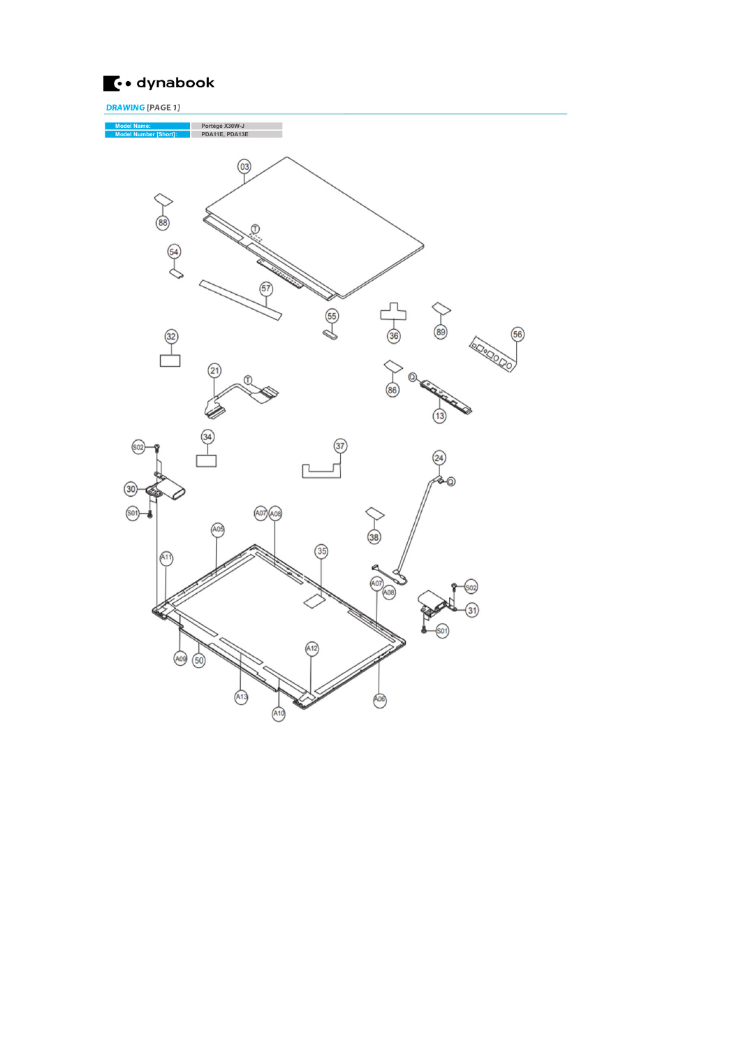dynabook

**DRAWING** [PAGE 1]

| Model Name: | Portégé X30W-J |
|---|---|
| Model Number [Short]: | PDA11E, PDA13E |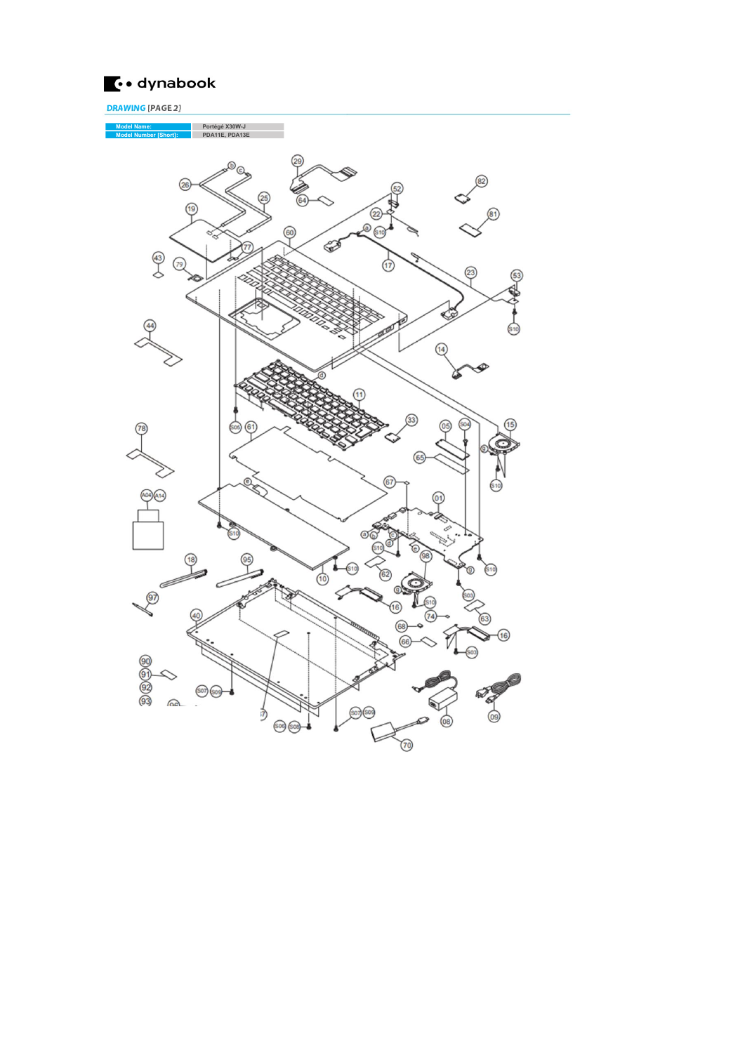dynabook

***DRAWING*** [PAGE 2]

| | |
|---|---|
| Model Name: | Portégé X30W-J |
| Model Number [Short]: | PDA11E, PDA13E |

29

26

25

52

82

19

64

22

81

60

S10

77

a

43

79

17

23

53

S10

44

14

d

11

33

15

78

S06

61

05

S04

65

g

S10

67

A04

A14

01

e

a

b

c

d

S10

S10

S10

f

18

95

98

62

S10

10

g

S03

16

S10

97

74

63

40

68

66

16

S03

90

91

92

93

S07

S09

S07

S09

S06

S08

08

09

70